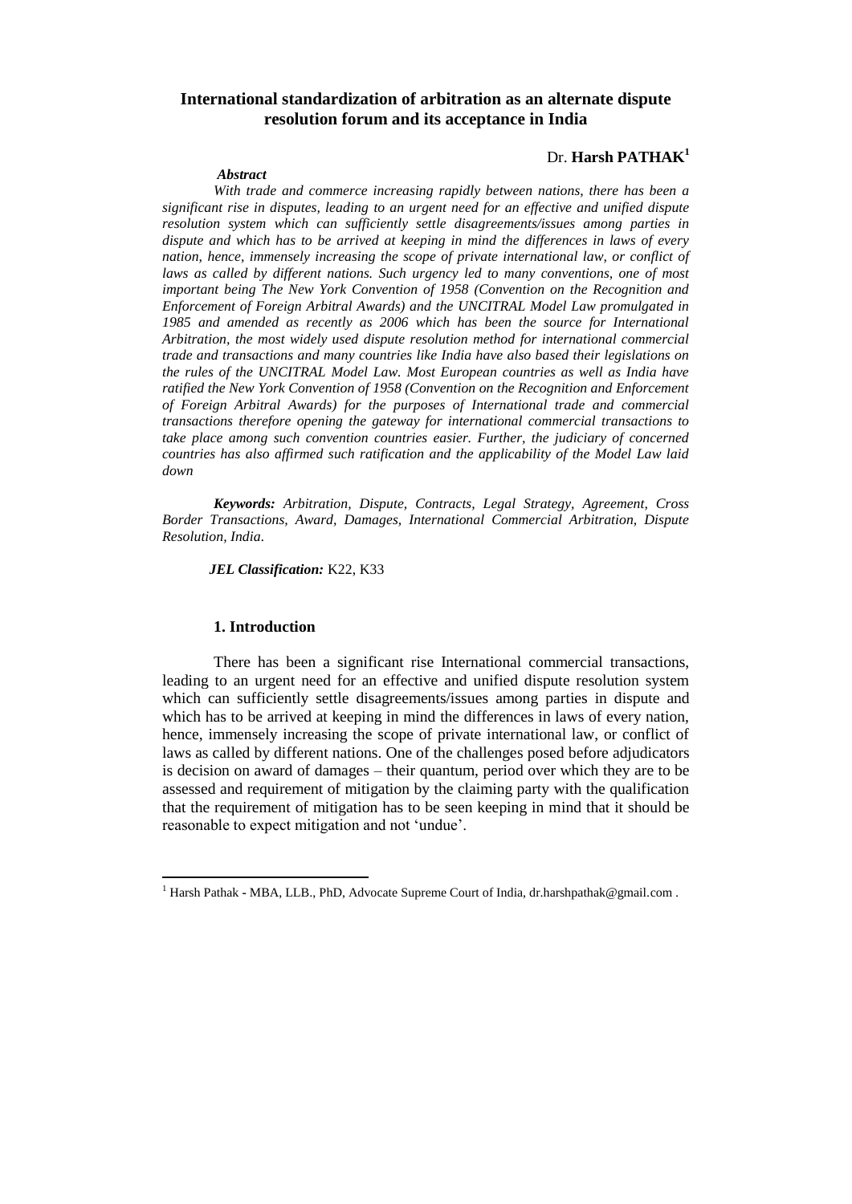# International standardization of arbitration as an alternate dispute resolution forum and its acceptance in India

Dr. **Harsh PATHAK**[1]

***Abstract***

*With trade and commerce increasing rapidly between nations, there has been a significant rise in disputes, leading to an urgent need for an effective and unified dispute resolution system which can sufficiently settle disagreements/issues among parties in dispute and which has to be arrived at keeping in mind the differences in laws of every nation, hence, immensely increasing the scope of private international law, or conflict of laws as called by different nations. Such urgency led to many conventions, one of most important being The New York Convention of 1958 (Convention on the Recognition and Enforcement of Foreign Arbitral Awards) and the UNCITRAL Model Law promulgated in 1985 and amended as recently as 2006 which has been the source for International Arbitration, the most widely used dispute resolution method for international commercial trade and transactions and many countries like India have also based their legislations on the rules of the UNCITRAL Model Law. Most European countries as well as India have ratified the New York Convention of 1958 (Convention on the Recognition and Enforcement of Foreign Arbitral Awards) for the purposes of International trade and commercial transactions therefore opening the gateway for international commercial transactions to take place among such convention countries easier. Further, the judiciary of concerned countries has also affirmed such ratification and the applicability of the Model Law laid down*

***Keywords:*** *Arbitration, Dispute, Contracts, Legal Strategy, Agreement, Cross Border Transactions, Award, Damages, International Commercial Arbitration, Dispute Resolution, India.*

***JEL Classification:*** K22, K33

## 1. Introduction

There has been a significant rise International commercial transactions, leading to an urgent need for an effective and unified dispute resolution system which can sufficiently settle disagreements/issues among parties in dispute and which has to be arrived at keeping in mind the differences in laws of every nation, hence, immensely increasing the scope of private international law, or conflict of laws as called by different nations. One of the challenges posed before adjudicators is decision on award of damages – their quantum, period over which they are to be assessed and requirement of mitigation by the claiming party with the qualification that the requirement of mitigation has to be seen keeping in mind that it should be reasonable to expect mitigation and not 'undue'.

---

[1] Harsh Pathak - MBA, LLB., PhD, Advocate Supreme Court of India, dr.harshpathak@gmail.com .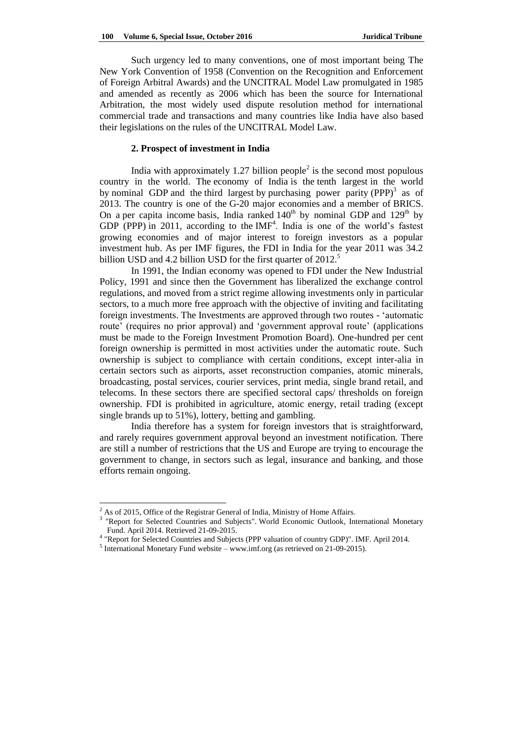Such urgency led to many conventions, one of most important being The New York Convention of 1958 (Convention on the Recognition and Enforcement of Foreign Arbitral Awards) and the UNCITRAL Model Law promulgated in 1985 and amended as recently as 2006 which has been the source for International Arbitration, the most widely used dispute resolution method for international commercial trade and transactions and many countries like India have also based their legislations on the rules of the UNCITRAL Model Law.

## 2. Prospect of investment in India

India with approximately 1.27 billion people[2] is the second most populous country in the world. The economy of India is the tenth largest in the world by nominal GDP and the third largest by purchasing power parity (PPP)[3] as of 2013. The country is one of the G-20 major economies and a member of BRICS. On a per capita income basis, India ranked 140$^{th}$ by nominal GDP and 129$^{th}$ by GDP (PPP) in 2011, according to the IMF[4]. India is one of the world's fastest growing economies and of major interest to foreign investors as a popular investment hub. As per IMF figures, the FDI in India for the year 2011 was 34.2 billion USD and 4.2 billion USD for the first quarter of 2012.[5]

In 1991, the Indian economy was opened to FDI under the New Industrial Policy, 1991 and since then the Government has liberalized the exchange control regulations, and moved from a strict regime allowing investments only in particular sectors, to a much more free approach with the objective of inviting and facilitating foreign investments. The Investments are approved through two routes - 'automatic route' (requires no prior approval) and 'government approval route' (applications must be made to the Foreign Investment Promotion Board). One-hundred per cent foreign ownership is permitted in most activities under the automatic route. Such ownership is subject to compliance with certain conditions, except inter-alia in certain sectors such as airports, asset reconstruction companies, atomic minerals, broadcasting, postal services, courier services, print media, single brand retail, and telecoms. In these sectors there are specified sectoral caps/ thresholds on foreign ownership. FDI is prohibited in agriculture, atomic energy, retail trading (except single brands up to 51%), lottery, betting and gambling.

India therefore has a system for foreign investors that is straightforward, and rarely requires government approval beyond an investment notification. There are still a number of restrictions that the US and Europe are trying to encourage the government to change, in sectors such as legal, insurance and banking, and those efforts remain ongoing.

---

[2] As of 2015, Office of the Registrar General of India, Ministry of Home Affairs.

[3] "Report for Selected Countries and Subjects". World Economic Outlook, International Monetary Fund. April 2014. Retrieved 21-09-2015.

[4] "Report for Selected Countries and Subjects (PPP valuation of country GDP)". IMF. April 2014.

[5] International Monetary Fund website – www.imf.org (as retrieved on 21-09-2015).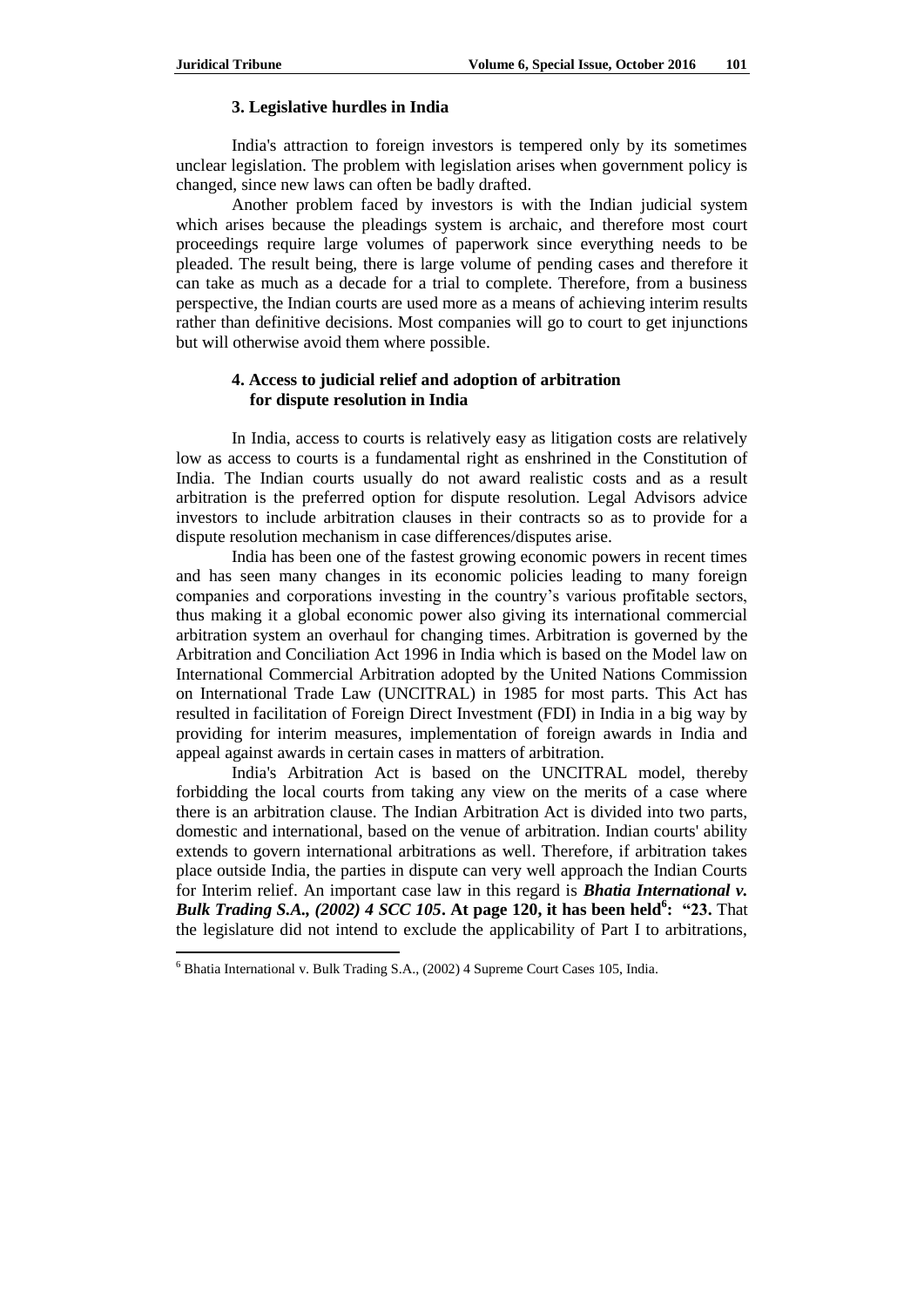### 3. Legislative hurdles in India

India's attraction to foreign investors is tempered only by its sometimes unclear legislation. The problem with legislation arises when government policy is changed, since new laws can often be badly drafted.

Another problem faced by investors is with the Indian judicial system which arises because the pleadings system is archaic, and therefore most court proceedings require large volumes of paperwork since everything needs to be pleaded. The result being, there is large volume of pending cases and therefore it can take as much as a decade for a trial to complete. Therefore, from a business perspective, the Indian courts are used more as a means of achieving interim results rather than definitive decisions. Most companies will go to court to get injunctions but will otherwise avoid them where possible.

### 4. Access to judicial relief and adoption of arbitration for dispute resolution in India

In India, access to courts is relatively easy as litigation costs are relatively low as access to courts is a fundamental right as enshrined in the Constitution of India. The Indian courts usually do not award realistic costs and as a result arbitration is the preferred option for dispute resolution. Legal Advisors advice investors to include arbitration clauses in their contracts so as to provide for a dispute resolution mechanism in case differences/disputes arise.

India has been one of the fastest growing economic powers in recent times and has seen many changes in its economic policies leading to many foreign companies and corporations investing in the country's various profitable sectors, thus making it a global economic power also giving its international commercial arbitration system an overhaul for changing times. Arbitration is governed by the Arbitration and Conciliation Act 1996 in India which is based on the Model law on International Commercial Arbitration adopted by the United Nations Commission on International Trade Law (UNCITRAL) in 1985 for most parts. This Act has resulted in facilitation of Foreign Direct Investment (FDI) in India in a big way by providing for interim measures, implementation of foreign awards in India and appeal against awards in certain cases in matters of arbitration.

India's Arbitration Act is based on the UNCITRAL model, thereby forbidding the local courts from taking any view on the merits of a case where there is an arbitration clause. The Indian Arbitration Act is divided into two parts, domestic and international, based on the venue of arbitration. Indian courts' ability extends to govern international arbitrations as well. Therefore, if arbitration takes place outside India, the parties in dispute can very well approach the Indian Courts for Interim relief. An important case law in this regard is ***Bhatia International v. Bulk Trading S.A., (2002) 4 SCC 105*****. At page 120, it has been held**[6]**: "23.** That the legislature did not intend to exclude the applicability of Part I to arbitrations,

[6] Bhatia International v. Bulk Trading S.A., (2002) 4 Supreme Court Cases 105, India.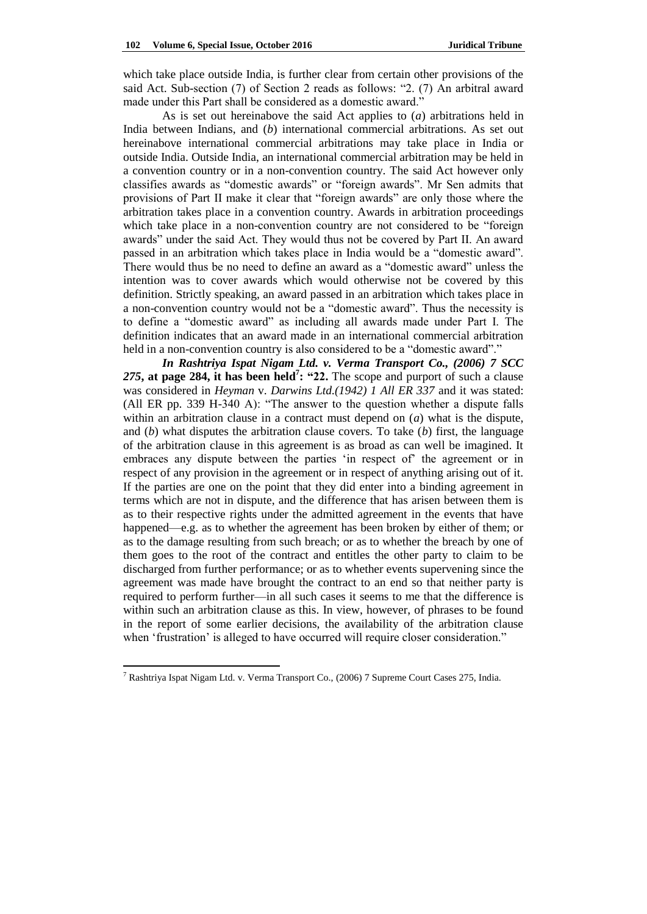which take place outside India, is further clear from certain other provisions of the said Act. Sub-section (7) of Section 2 reads as follows: "2. (7) An arbitral award made under this Part shall be considered as a domestic award."

As is set out hereinabove the said Act applies to (*a*) arbitrations held in India between Indians, and (*b*) international commercial arbitrations. As set out hereinabove international commercial arbitrations may take place in India or outside India. Outside India, an international commercial arbitration may be held in a convention country or in a non-convention country. The said Act however only classifies awards as "domestic awards" or "foreign awards". Mr Sen admits that provisions of Part II make it clear that "foreign awards" are only those where the arbitration takes place in a convention country. Awards in arbitration proceedings which take place in a non-convention country are not considered to be "foreign awards" under the said Act. They would thus not be covered by Part II. An award passed in an arbitration which takes place in India would be a "domestic award". There would thus be no need to define an award as a "domestic award" unless the intention was to cover awards which would otherwise not be covered by this definition. Strictly speaking, an award passed in an arbitration which takes place in a non-convention country would not be a "domestic award". Thus the necessity is to define a "domestic award" as including all awards made under Part I. The definition indicates that an award made in an international commercial arbitration held in a non-convention country is also considered to be a "domestic award"."

***In Rashtriya Ispat Nigam Ltd. v. Verma Transport Co., (2006) 7 SCC 275*, at page 284, it has been held**[7]**: "22.** The scope and purport of such a clause was considered in *Heyman* v. *Darwins Ltd.(1942) 1 All ER 337* and it was stated: (All ER pp. 339 H-340 A): "The answer to the question whether a dispute falls within an arbitration clause in a contract must depend on (*a*) what is the dispute, and (*b*) what disputes the arbitration clause covers. To take (*b*) first, the language of the arbitration clause in this agreement is as broad as can well be imagined. It embraces any dispute between the parties 'in respect of' the agreement or in respect of any provision in the agreement or in respect of anything arising out of it. If the parties are one on the point that they did enter into a binding agreement in terms which are not in dispute, and the difference that has arisen between them is as to their respective rights under the admitted agreement in the events that have happened—e.g. as to whether the agreement has been broken by either of them; or as to the damage resulting from such breach; or as to whether the breach by one of them goes to the root of the contract and entitles the other party to claim to be discharged from further performance; or as to whether events supervening since the agreement was made have brought the contract to an end so that neither party is required to perform further—in all such cases it seems to me that the difference is within such an arbitration clause as this. In view, however, of phrases to be found in the report of some earlier decisions, the availability of the arbitration clause when 'frustration' is alleged to have occurred will require closer consideration."

---

[7] Rashtriya Ispat Nigam Ltd. v. Verma Transport Co., (2006) 7 Supreme Court Cases 275, India.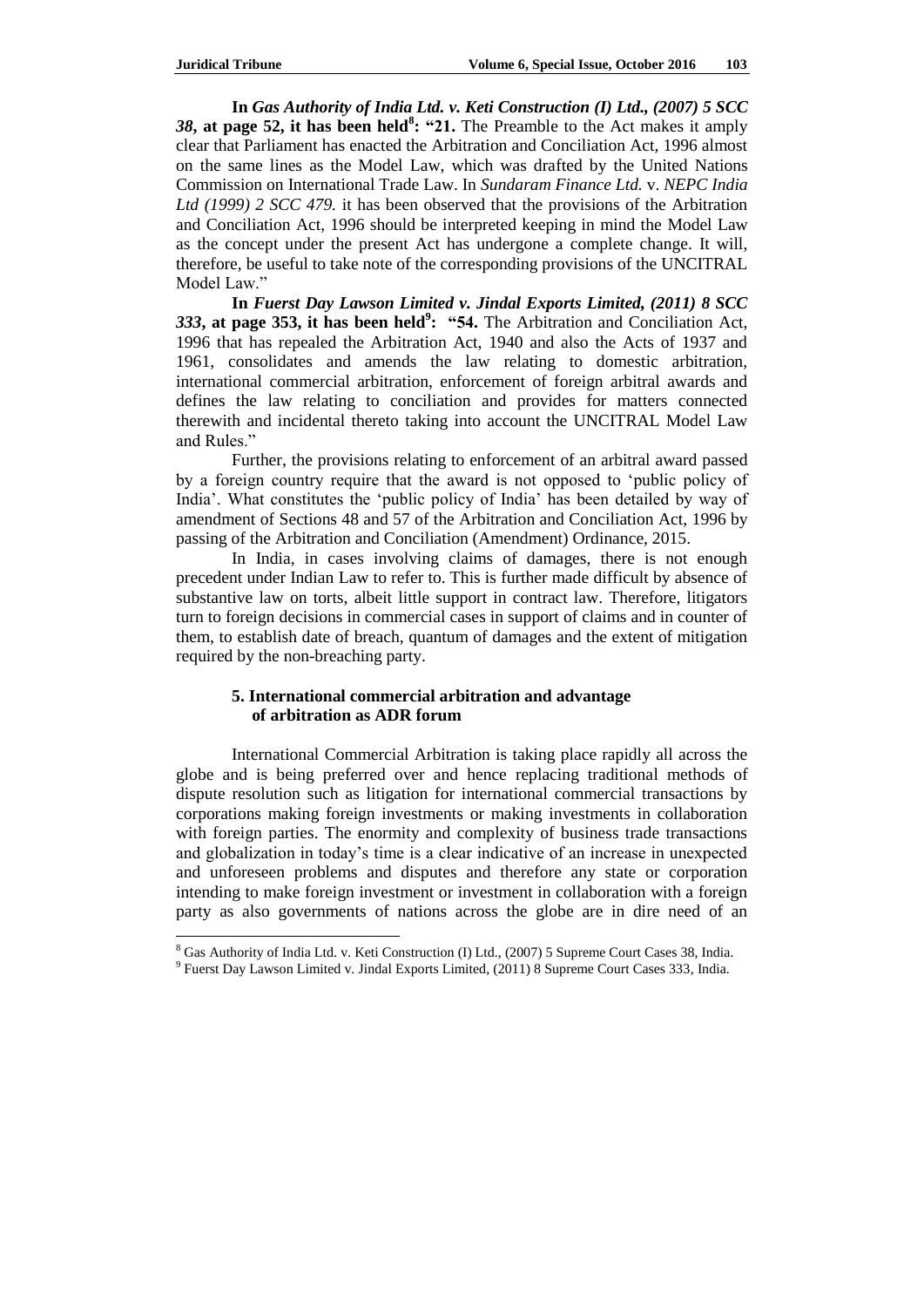**In** ***Gas Authority of India Ltd. v. Keti Construction (I) Ltd., (2007) 5 SCC 38*****, at page 52, it has been held**[8]**: "21.** The Preamble to the Act makes it amply clear that Parliament has enacted the Arbitration and Conciliation Act, 1996 almost on the same lines as the Model Law, which was drafted by the United Nations Commission on International Trade Law. In *Sundaram Finance Ltd.* v. *NEPC India Ltd (1999) 2 SCC 479.* it has been observed that the provisions of the Arbitration and Conciliation Act, 1996 should be interpreted keeping in mind the Model Law as the concept under the present Act has undergone a complete change. It will, therefore, be useful to take note of the corresponding provisions of the UNCITRAL Model Law."

**In** ***Fuerst Day Lawson Limited v. Jindal Exports Limited, (2011) 8 SCC 333*****, at page 353, it has been held**[9]**: "54.** The Arbitration and Conciliation Act, 1996 that has repealed the Arbitration Act, 1940 and also the Acts of 1937 and 1961, consolidates and amends the law relating to domestic arbitration, international commercial arbitration, enforcement of foreign arbitral awards and defines the law relating to conciliation and provides for matters connected therewith and incidental thereto taking into account the UNCITRAL Model Law and Rules."

Further, the provisions relating to enforcement of an arbitral award passed by a foreign country require that the award is not opposed to 'public policy of India'. What constitutes the 'public policy of India' has been detailed by way of amendment of Sections 48 and 57 of the Arbitration and Conciliation Act, 1996 by passing of the Arbitration and Conciliation (Amendment) Ordinance, 2015.

In India, in cases involving claims of damages, there is not enough precedent under Indian Law to refer to. This is further made difficult by absence of substantive law on torts, albeit little support in contract law. Therefore, litigators turn to foreign decisions in commercial cases in support of claims and in counter of them, to establish date of breach, quantum of damages and the extent of mitigation required by the non-breaching party.

## 5. International commercial arbitration and advantage of arbitration as ADR forum

International Commercial Arbitration is taking place rapidly all across the globe and is being preferred over and hence replacing traditional methods of dispute resolution such as litigation for international commercial transactions by corporations making foreign investments or making investments in collaboration with foreign parties. The enormity and complexity of business trade transactions and globalization in today's time is a clear indicative of an increase in unexpected and unforeseen problems and disputes and therefore any state or corporation intending to make foreign investment or investment in collaboration with a foreign party as also governments of nations across the globe are in dire need of an

---

[8] Gas Authority of India Ltd. v. Keti Construction (I) Ltd., (2007) 5 Supreme Court Cases 38, India.

[9] Fuerst Day Lawson Limited v. Jindal Exports Limited, (2011) 8 Supreme Court Cases 333, India.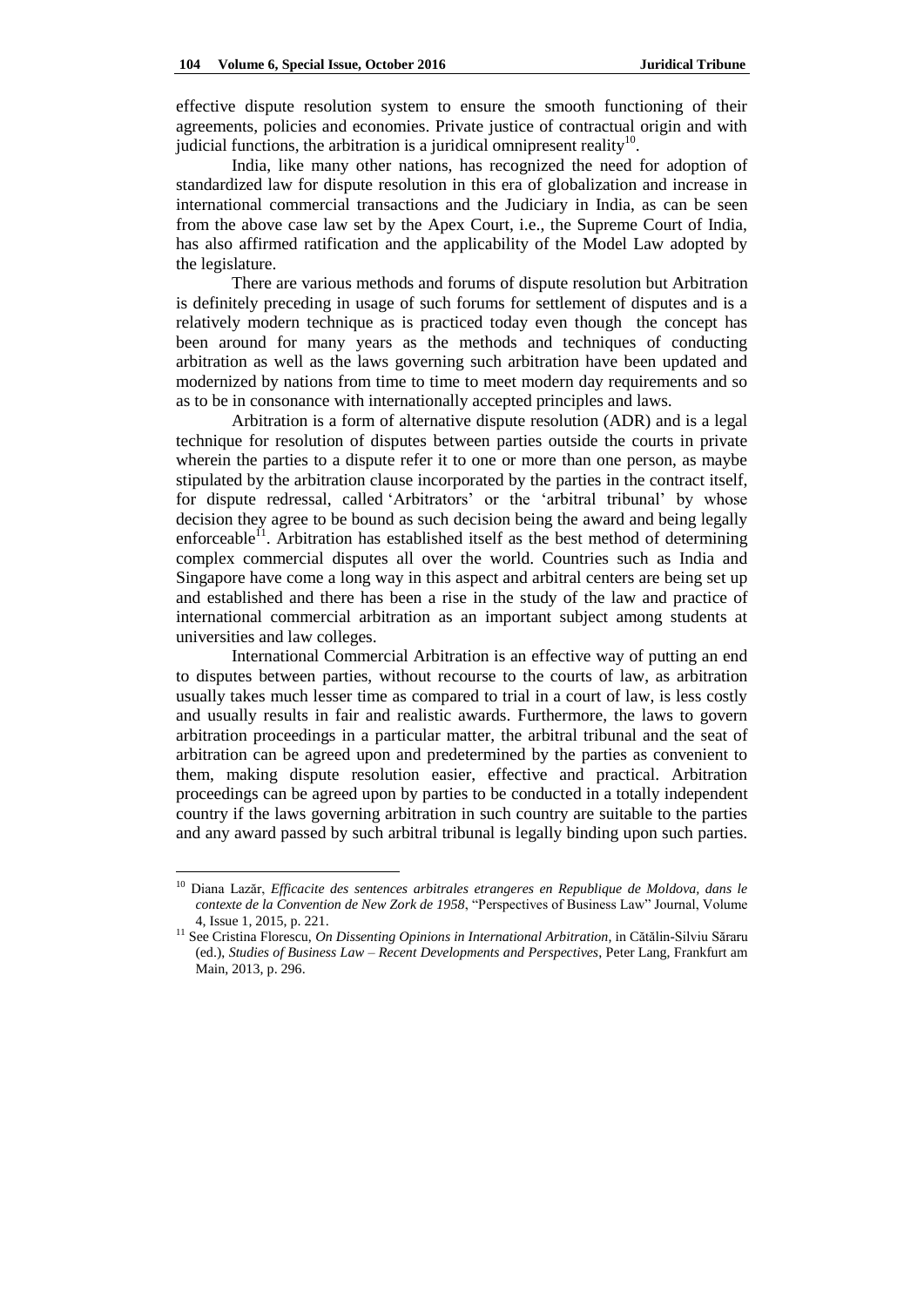effective dispute resolution system to ensure the smooth functioning of their agreements, policies and economies. Private justice of contractual origin and with judicial functions, the arbitration is a juridical omnipresent reality[10].

India, like many other nations, has recognized the need for adoption of standardized law for dispute resolution in this era of globalization and increase in international commercial transactions and the Judiciary in India, as can be seen from the above case law set by the Apex Court, i.e., the Supreme Court of India, has also affirmed ratification and the applicability of the Model Law adopted by the legislature.

There are various methods and forums of dispute resolution but Arbitration is definitely preceding in usage of such forums for settlement of disputes and is a relatively modern technique as is practiced today even though the concept has been around for many years as the methods and techniques of conducting arbitration as well as the laws governing such arbitration have been updated and modernized by nations from time to time to meet modern day requirements and so as to be in consonance with internationally accepted principles and laws.

Arbitration is a form of alternative dispute resolution (ADR) and is a legal technique for resolution of disputes between parties outside the courts in private wherein the parties to a dispute refer it to one or more than one person, as maybe stipulated by the arbitration clause incorporated by the parties in the contract itself, for dispute redressal, called 'Arbitrators' or the 'arbitral tribunal' by whose decision they agree to be bound as such decision being the award and being legally enforceable[11]. Arbitration has established itself as the best method of determining complex commercial disputes all over the world. Countries such as India and Singapore have come a long way in this aspect and arbitral centers are being set up and established and there has been a rise in the study of the law and practice of international commercial arbitration as an important subject among students at universities and law colleges.

International Commercial Arbitration is an effective way of putting an end to disputes between parties, without recourse to the courts of law, as arbitration usually takes much lesser time as compared to trial in a court of law, is less costly and usually results in fair and realistic awards. Furthermore, the laws to govern arbitration proceedings in a particular matter, the arbitral tribunal and the seat of arbitration can be agreed upon and predetermined by the parties as convenient to them, making dispute resolution easier, effective and practical. Arbitration proceedings can be agreed upon by parties to be conducted in a totally independent country if the laws governing arbitration in such country are suitable to the parties and any award passed by such arbitral tribunal is legally binding upon such parties.

---

[10] Diana Lazăr, *Efficacite des sentences arbitrales etrangeres en Republique de Moldova, dans le contexte de la Convention de New Zork de 1958*, "Perspectives of Business Law" Journal, Volume 4, Issue 1, 2015, p. 221.

[11] See Cristina Florescu, *On Dissenting Opinions in International Arbitration*, in Cătălin-Silviu Săraru (ed.), *Studies of Business Law – Recent Developments and Perspectives*, Peter Lang, Frankfurt am Main, 2013, p. 296.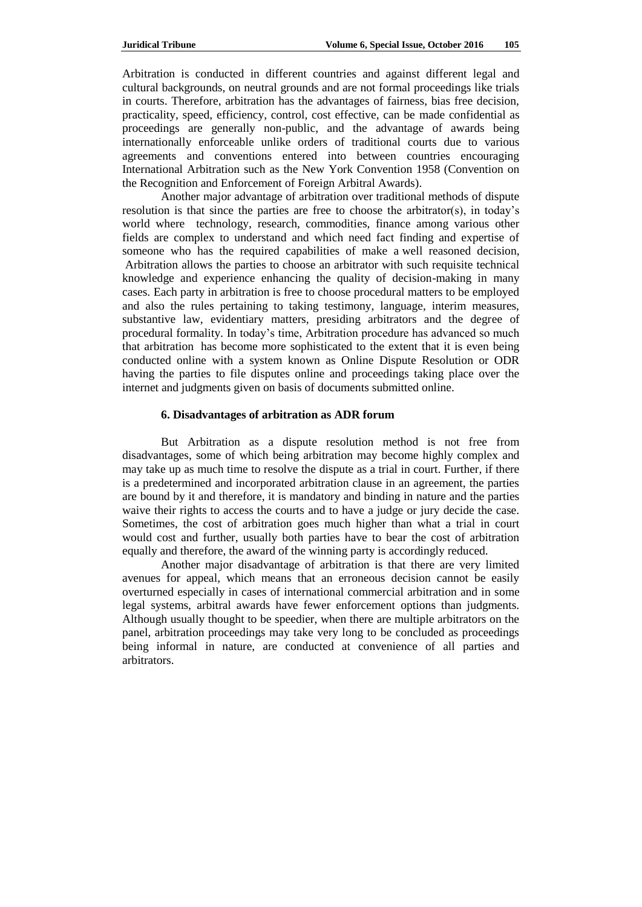Arbitration is conducted in different countries and against different legal and cultural backgrounds, on neutral grounds and are not formal proceedings like trials in courts. Therefore, arbitration has the advantages of fairness, bias free decision, practicality, speed, efficiency, control, cost effective, can be made confidential as proceedings are generally non-public, and the advantage of awards being internationally enforceable unlike orders of traditional courts due to various agreements and conventions entered into between countries encouraging International Arbitration such as the New York Convention 1958 (Convention on the Recognition and Enforcement of Foreign Arbitral Awards).

Another major advantage of arbitration over traditional methods of dispute resolution is that since the parties are free to choose the arbitrator(s), in today's world where technology, research, commodities, finance among various other fields are complex to understand and which need fact finding and expertise of someone who has the required capabilities of make a well reasoned decision, Arbitration allows the parties to choose an arbitrator with such requisite technical knowledge and experience enhancing the quality of decision-making in many cases. Each party in arbitration is free to choose procedural matters to be employed and also the rules pertaining to taking testimony, language, interim measures, substantive law, evidentiary matters, presiding arbitrators and the degree of procedural formality. In today's time, Arbitration procedure has advanced so much that arbitration has become more sophisticated to the extent that it is even being conducted online with a system known as Online Dispute Resolution or ODR having the parties to file disputes online and proceedings taking place over the internet and judgments given on basis of documents submitted online.

### 6. Disadvantages of arbitration as ADR forum

But Arbitration as a dispute resolution method is not free from disadvantages, some of which being arbitration may become highly complex and may take up as much time to resolve the dispute as a trial in court. Further, if there is a predetermined and incorporated arbitration clause in an agreement, the parties are bound by it and therefore, it is mandatory and binding in nature and the parties waive their rights to access the courts and to have a judge or jury decide the case. Sometimes, the cost of arbitration goes much higher than what a trial in court would cost and further, usually both parties have to bear the cost of arbitration equally and therefore, the award of the winning party is accordingly reduced.

Another major disadvantage of arbitration is that there are very limited avenues for appeal, which means that an erroneous decision cannot be easily overturned especially in cases of international commercial arbitration and in some legal systems, arbitral awards have fewer enforcement options than judgments. Although usually thought to be speedier, when there are multiple arbitrators on the panel, arbitration proceedings may take very long to be concluded as proceedings being informal in nature, are conducted at convenience of all parties and arbitrators.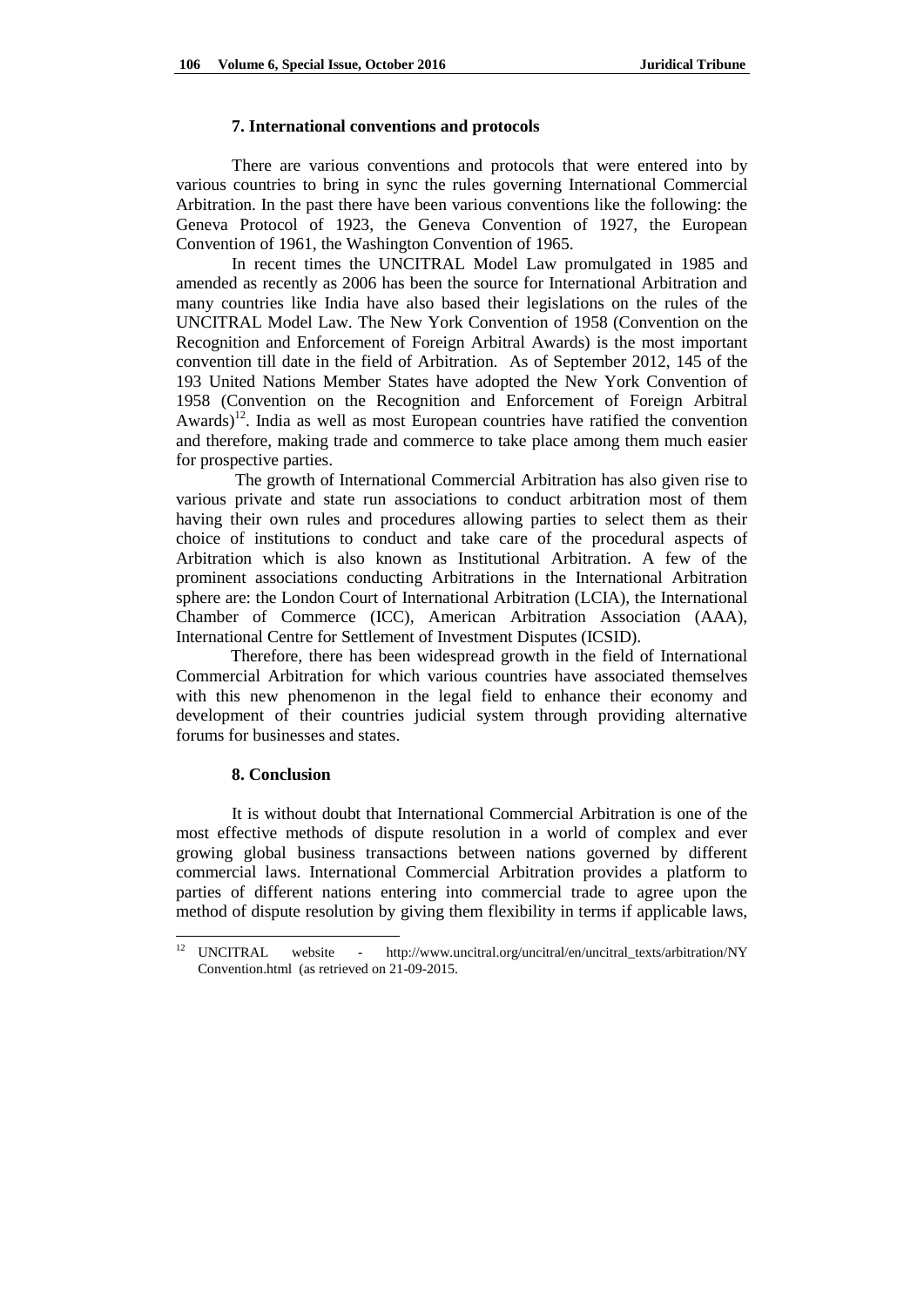## 7. International conventions and protocols

There are various conventions and protocols that were entered into by various countries to bring in sync the rules governing International Commercial Arbitration. In the past there have been various conventions like the following: the Geneva Protocol of 1923, the Geneva Convention of 1927, the European Convention of 1961, the Washington Convention of 1965.

In recent times the UNCITRAL Model Law promulgated in 1985 and amended as recently as 2006 has been the source for International Arbitration and many countries like India have also based their legislations on the rules of the UNCITRAL Model Law. The New York Convention of 1958 (Convention on the Recognition and Enforcement of Foreign Arbitral Awards) is the most important convention till date in the field of Arbitration. As of September 2012, 145 of the 193 United Nations Member States have adopted the New York Convention of 1958 (Convention on the Recognition and Enforcement of Foreign Arbitral Awards)[12]. India as well as most European countries have ratified the convention and therefore, making trade and commerce to take place among them much easier for prospective parties.

The growth of International Commercial Arbitration has also given rise to various private and state run associations to conduct arbitration most of them having their own rules and procedures allowing parties to select them as their choice of institutions to conduct and take care of the procedural aspects of Arbitration which is also known as Institutional Arbitration. A few of the prominent associations conducting Arbitrations in the International Arbitration sphere are: the London Court of International Arbitration (LCIA), the International Chamber of Commerce (ICC), American Arbitration Association (AAA), International Centre for Settlement of Investment Disputes (ICSID).

Therefore, there has been widespread growth in the field of International Commercial Arbitration for which various countries have associated themselves with this new phenomenon in the legal field to enhance their economy and development of their countries judicial system through providing alternative forums for businesses and states.

## 8. Conclusion

It is without doubt that International Commercial Arbitration is one of the most effective methods of dispute resolution in a world of complex and ever growing global business transactions between nations governed by different commercial laws. International Commercial Arbitration provides a platform to parties of different nations entering into commercial trade to agree upon the method of dispute resolution by giving them flexibility in terms if applicable laws,

---

[12] UNCITRAL website - http://www.uncitral.org/uncitral/en/uncitral_texts/arbitration/NYConvention.html (as retrieved on 21-09-2015.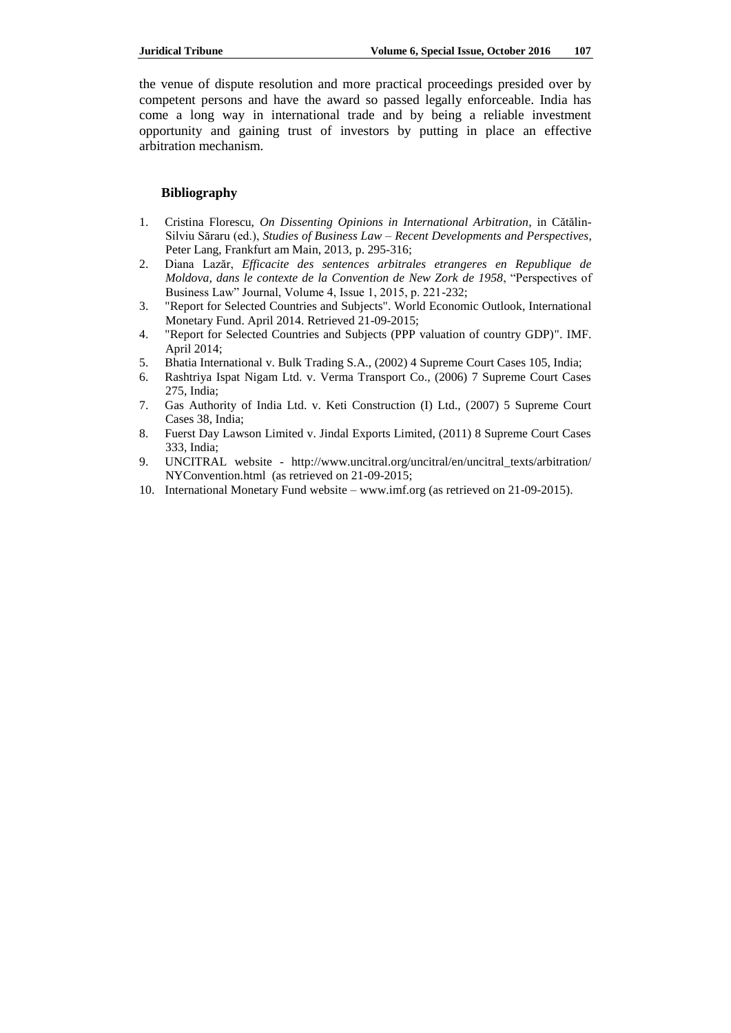the venue of dispute resolution and more practical proceedings presided over by competent persons and have the award so passed legally enforceable. India has come a long way in international trade and by being a reliable investment opportunity and gaining trust of investors by putting in place an effective arbitration mechanism.

## Bibliography

1. Cristina Florescu, *On Dissenting Opinions in International Arbitration*, in Cătălin-Silviu Săraru (ed.), *Studies of Business Law – Recent Developments and Perspectives*, Peter Lang, Frankfurt am Main, 2013, p. 295-316;
2. Diana Lazăr, *Efficacite des sentences arbitrales etrangeres en Republique de Moldova, dans le contexte de la Convention de New Zork de 1958*, "Perspectives of Business Law" Journal, Volume 4, Issue 1, 2015, p. 221-232;
3. "Report for Selected Countries and Subjects". World Economic Outlook, International Monetary Fund. April 2014. Retrieved 21-09-2015;
4. "Report for Selected Countries and Subjects (PPP valuation of country GDP)". IMF. April 2014;
5. Bhatia International v. Bulk Trading S.A., (2002) 4 Supreme Court Cases 105, India;
6. Rashtriya Ispat Nigam Ltd. v. Verma Transport Co., (2006) 7 Supreme Court Cases 275, India;
7. Gas Authority of India Ltd. v. Keti Construction (I) Ltd., (2007) 5 Supreme Court Cases 38, India;
8. Fuerst Day Lawson Limited v. Jindal Exports Limited, (2011) 8 Supreme Court Cases 333, India;
9. UNCITRAL website - http://www.uncitral.org/uncitral/en/uncitral_texts/arbitration/NYConvention.html (as retrieved on 21-09-2015;
10. International Monetary Fund website – www.imf.org (as retrieved on 21-09-2015).